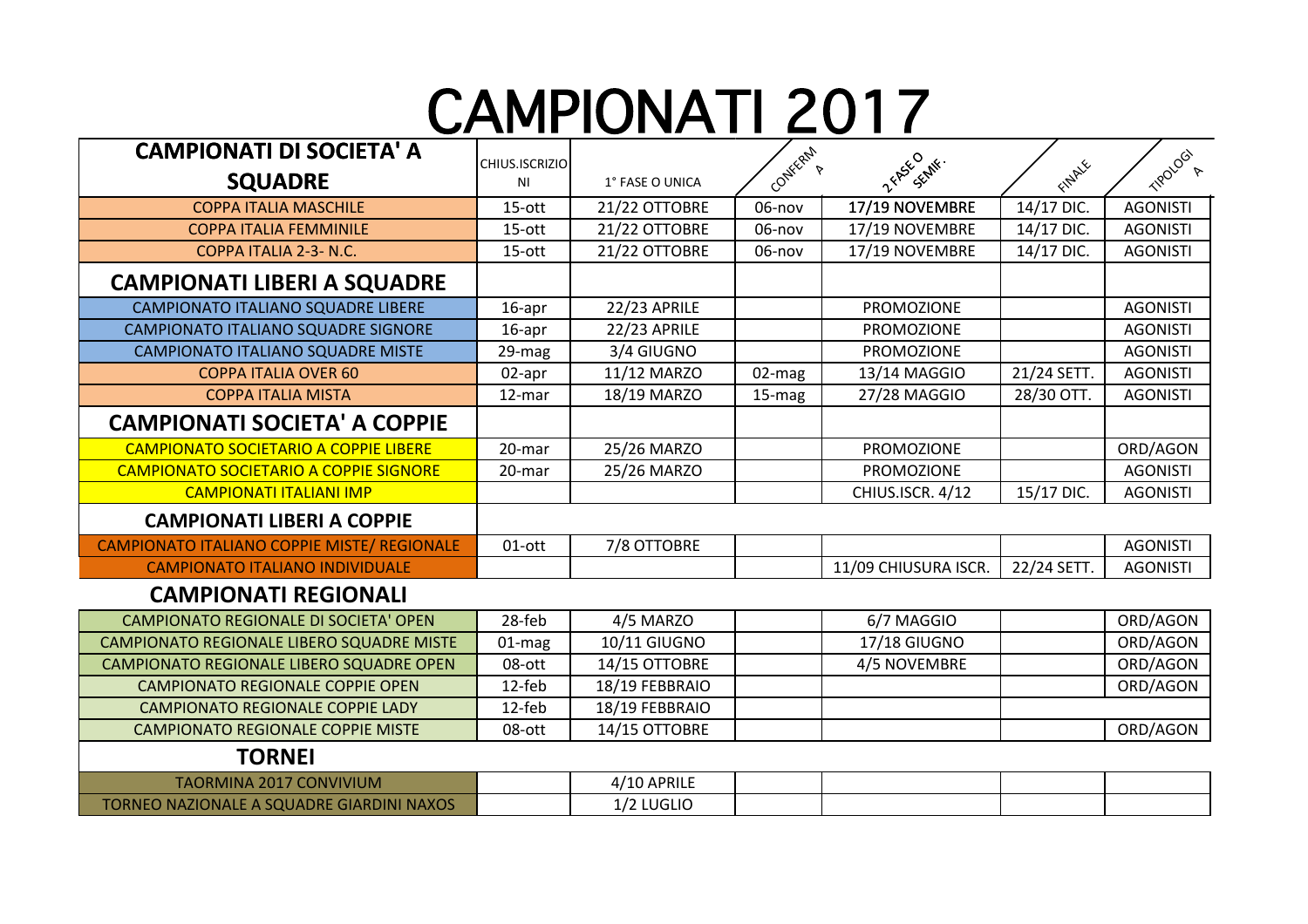# CAMPIONATI 2017

| CAMPIONATI DI SOCIETA' A SQUADRE | CHIUS.ISCRIZIONI | 1° FASE O UNICA | CONFERMA | 2 FASE O SEMIF. | FINALE | TIPOLOGIA |
|---|---|---|---|---|---|---|
| COPPA ITALIA MASCHILE | 15-ott | 21/22 OTTOBRE | 06-nov | **17/19 NOVEMBRE** | 14/17 DIC. | AGONISTI |
| COPPA ITALIA FEMMINILE | 15-ott | 21/22 OTTOBRE | 06-nov | 17/19 NOVEMBRE | 14/17 DIC. | AGONISTI |
| COPPA ITALIA 2-3- N.C. | 15-ott | 21/22 OTTOBRE | 06-nov | 17/19 NOVEMBRE | 14/17 DIC. | AGONISTI |
| **CAMPIONATI LIBERI A SQUADRE** | | | | | | |
| CAMPIONATO ITALIANO SQUADRE LIBERE | 16-apr | 22/23 APRILE | | PROMOZIONE | | AGONISTI |
| CAMPIONATO ITALIANO SQUADRE SIGNORE | 16-apr | 22/23 APRILE | | PROMOZIONE | | AGONISTI |
| CAMPIONATO ITALIANO SQUADRE MISTE | 29-mag | 3/4 GIUGNO | | PROMOZIONE | | AGONISTI |
| COPPA ITALIA OVER 60 | 02-apr | 11/12 MARZO | 02-mag | 13/14 MAGGIO | 21/24 SETT. | AGONISTI |
| COPPA ITALIA MISTA | 12-mar | 18/19 MARZO | 15-mag | 27/28 MAGGIO | 28/30 OTT. | AGONISTI |
| **CAMPIONATI SOCIETA' A COPPIE** | | | | | | |
| CAMPIONATO SOCIETARIO A COPPIE LIBERE | 20-mar | 25/26 MARZO | | PROMOZIONE | | ORD/AGON |
| CAMPIONATO SOCIETARIO A COPPIE SIGNORE | 20-mar | 25/26 MARZO | | PROMOZIONE | | AGONISTI |
| CAMPIONATI ITALIANI IMP | | | | CHIUS.ISCR. 4/12 | 15/17 DIC. | AGONISTI |
| **CAMPIONATI LIBERI A COPPIE** | | | | | | |
| CAMPIONATO ITALIANO COPPIE MISTE/ REGIONALE | 01-ott | 7/8 OTTOBRE | | | | AGONISTI |
| CAMPIONATO ITALIANO INDIVIDUALE | | | | 11/09 CHIUSURA ISCR. | 22/24 SETT. | AGONISTI |
| **CAMPIONATI REGIONALI** | | | | | | |
| CAMPIONATO REGIONALE DI SOCIETA' OPEN | 28-feb | 4/5 MARZO | | 6/7 MAGGIO | | ORD/AGON |
| CAMPIONATO REGIONALE LIBERO SQUADRE MISTE | 01-mag | 10/11 GIUGNO | | 17/18 GIUGNO | | ORD/AGON |
| CAMPIONATO REGIONALE LIBERO SQUADRE OPEN | 08-ott | 14/15 OTTOBRE | | 4/5 NOVEMBRE | | ORD/AGON |
| CAMPIONATO REGIONALE COPPIE OPEN | 12-feb | 18/19 FEBBRAIO | | | | ORD/AGON |
| CAMPIONATO REGIONALE COPPIE LADY | 12-feb | 18/19 FEBBRAIO | | | | |
| CAMPIONATO REGIONALE COPPIE MISTE | 08-ott | 14/15 OTTOBRE | | | | ORD/AGON |
| **TORNEI** | | | | | | |
| TAORMINA 2017 CONVIVIUM | | 4/10 APRILE | | | | |
| TORNEO NAZIONALE A SQUADRE GIARDINI NAXOS | | 1/2 LUGLIO | | | | |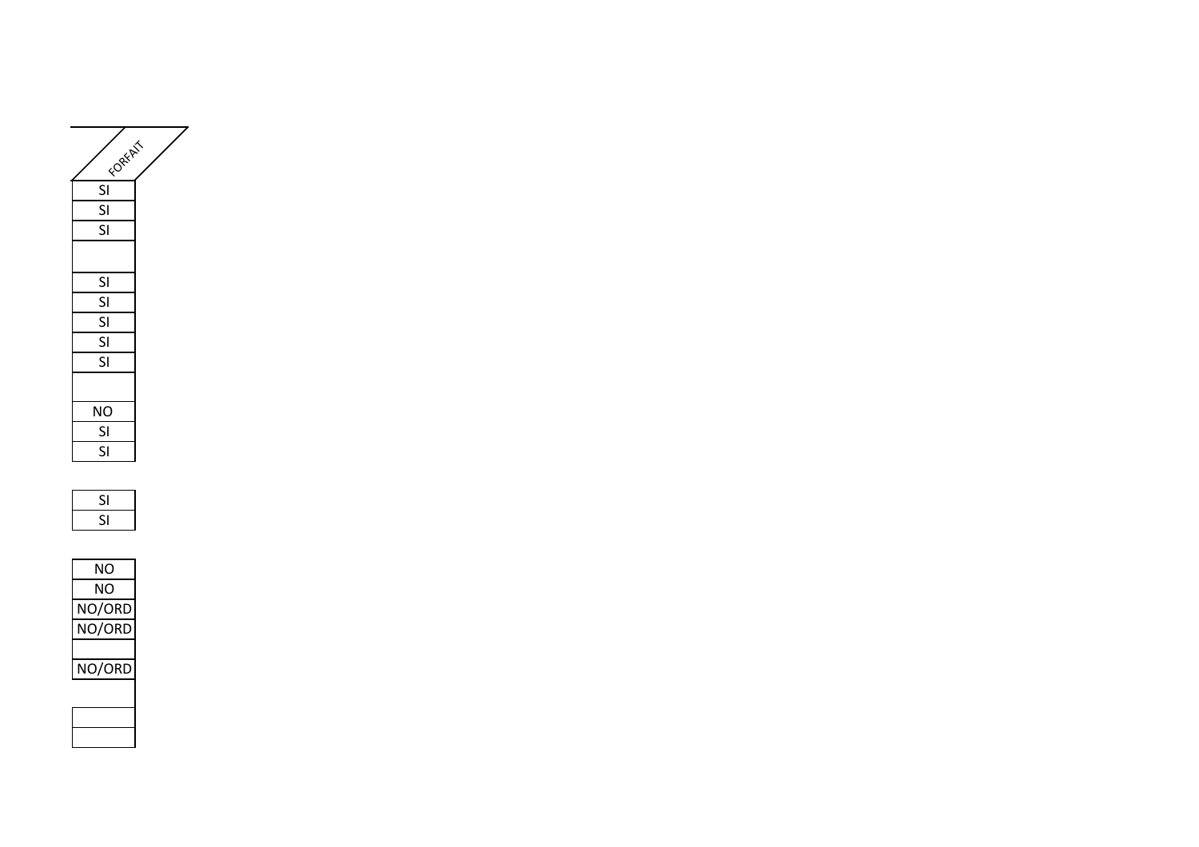| FORFAIT |
| --- |
| SI |
| SI |
| SI |
| |
| SI |
| SI |
| SI |
| SI |
| SI |
| |
| NO |
| SI |
| SI |

| |
| --- |
| SI |
| SI |

| |
| --- |
| NO |
| NO |
| NO/ORD |
| NO/ORD |
| |
| NO/ORD |
| |
| |
| |